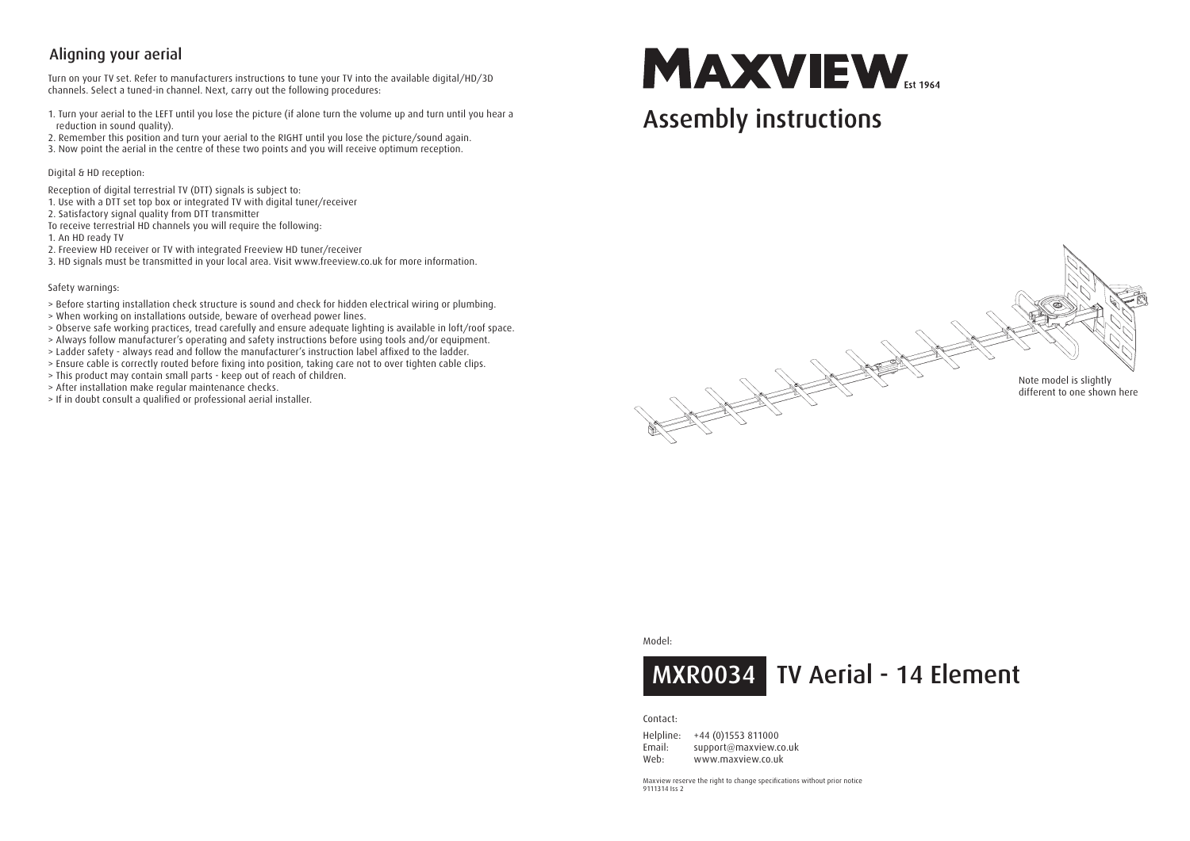## Aligning your aerial

Turn on your TV set. Refer to manufacturers instructions to tune your TV into the available digital/HD/3D channels. Select a tuned-in channel. Next, carry out the following procedures:

1. Turn your aerial to the LEFT until you lose the picture (if alone turn the volume up and turn until you hear a reduction in sound quality).
2. Remember this position and turn your aerial to the RIGHT until you lose the picture/sound again.
3. Now point the aerial in the centre of these two points and you will receive optimum reception.

Digital & HD reception:

Reception of digital terrestrial TV (DTT) signals is subject to:
1. Use with a DTT set top box or integrated TV with digital tuner/receiver
2. Satisfactory signal quality from DTT transmitter

To receive terrestrial HD channels you will require the following:
1. An HD ready TV
2. Freeview HD receiver or TV with integrated Freeview HD tuner/receiver
3. HD signals must be transmitted in your local area. Visit www.freeview.co.uk for more information.

Safety warnings:

> Before starting installation check structure is sound and check for hidden electrical wiring or plumbing.
> When working on installations outside, beware of overhead power lines.
> Observe safe working practices, tread carefully and ensure adequate lighting is available in loft/roof space.
> Always follow manufacturer's operating and safety instructions before using tools and/or equipment.
> Ladder safety - always read and follow the manufacturer's instruction label affixed to the ladder.
> Ensure cable is correctly routed before fixing into position, taking care not to over tighten cable clips.
> This product may contain small parts - keep out of reach of children.
> After installation make regular maintenance checks.
> If in doubt consult a qualified or professional aerial installer.

# MAXVIEW Est 1964

# Assembly instructions

Note model is slightly different to one shown here

Model:

## MXR0034 TV Aerial - 14 Element

Contact:

Helpline: +44 (0)1553 811000
Email: support@maxview.co.uk
Web: www.maxview.co.uk

Maxview reserve the right to change specifications without prior notice
9111314 Iss 2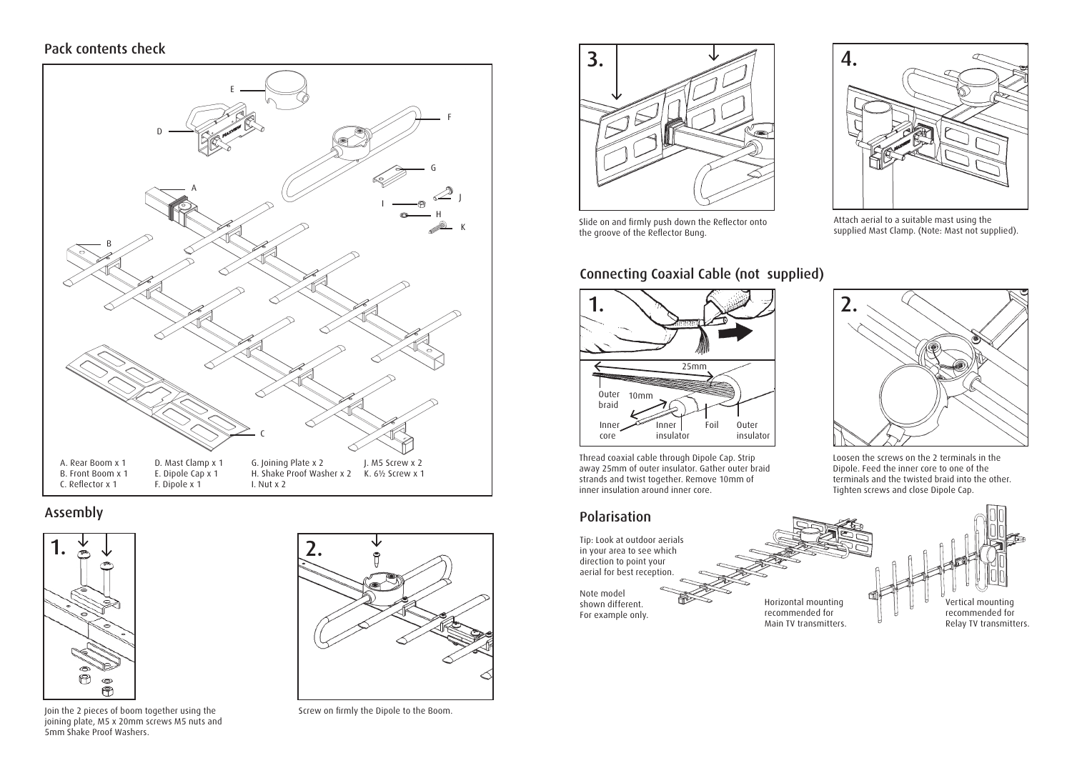## Pack contents check

E

D

F

G

A

J

I

H

K

B

C

A. Rear Boom x 1
B. Front Boom x 1
C. Reflector x 1

D. Mast Clamp x 1
E. Dipole Cap x 1
F. Dipole x 1

G. Joining Plate x 2
H. Shake Proof Washer x 2
I. Nut x 2

J. M5 Screw x 2
K. 6½ Screw x 1

## Assembly

1.

Join the 2 pieces of boom together using the joining plate, M5 x 20mm screws M5 nuts and 5mm Shake Proof Washers.

2.

Screw on firmly the Dipole to the Boom.

3.

Slide on and firmly push down the Reflector onto the groove of the Reflector Bung.

4.

Attach aerial to a suitable mast using the supplied Mast Clamp. (Note: Mast not supplied).

## Connecting Coaxial Cable (not supplied)

1.

25mm

Outer braid

10mm

Inner core

Inner insulator

Foil

Outer insulator

Thread coaxial cable through Dipole Cap. Strip away 25mm of outer insulator. Gather outer braid strands and twist together. Remove 10mm of inner insulation around inner core.

2.

Loosen the screws on the 2 terminals in the Dipole. Feed the inner core to one of the terminals and the twisted braid into the other. Tighten screws and close Dipole Cap.

## Polarisation

Tip: Look at outdoor aerials in your area to see which direction to point your aerial for best reception.

Note model shown different. For example only.

Horizontal mounting recommended for Main TV transmitters.

Vertical mounting recommended for Relay TV transmitters.